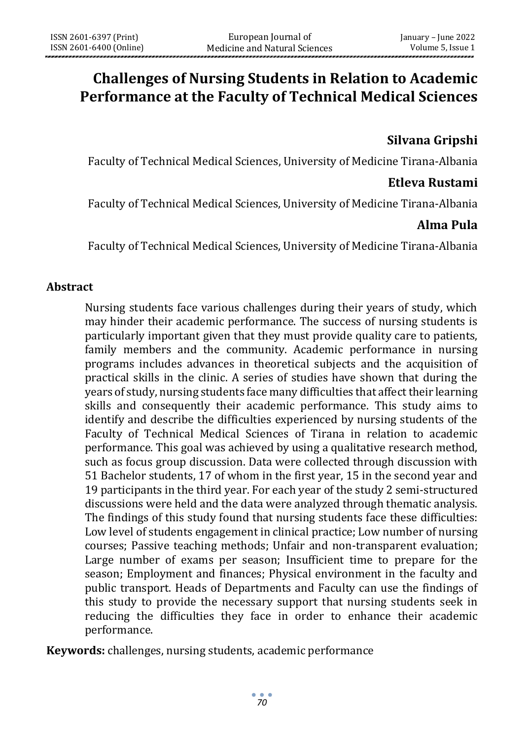# Challenges of Nursing Students in Relation to Academic Performance at the Faculty of Technical Medical Sciences

**Silvana Gripshi**

Faculty of Technical Medical Sciences, University of Medicine Tirana-Albania

**Etleva Rustami**

Faculty of Technical Medical Sciences, University of Medicine Tirana-Albania

**Alma Pula**

Faculty of Technical Medical Sciences, University of Medicine Tirana-Albania

## Abstract

Nursing students face various challenges during their years of study, which may hinder their academic performance. The success of nursing students is particularly important given that they must provide quality care to patients, family members and the community. Academic performance in nursing programs includes advances in theoretical subjects and the acquisition of practical skills in the clinic. A series of studies have shown that during the years of study, nursing students face many difficulties that affect their learning skills and consequently their academic performance. This study aims to identify and describe the difficulties experienced by nursing students of the Faculty of Technical Medical Sciences of Tirana in relation to academic performance. This goal was achieved by using a qualitative research method, such as focus group discussion. Data were collected through discussion with 51 Bachelor students, 17 of whom in the first year, 15 in the second year and 19 participants in the third year. For each year of the study 2 semi-structured discussions were held and the data were analyzed through thematic analysis. The findings of this study found that nursing students face these difficulties: Low level of students engagement in clinical practice; Low number of nursing courses; Passive teaching methods; Unfair and non-transparent evaluation; Large number of exams per season; Insufficient time to prepare for the season; Employment and finances; Physical environment in the faculty and public transport. Heads of Departments and Faculty can use the findings of this study to provide the necessary support that nursing students seek in reducing the difficulties they face in order to enhance their academic performance.

**Keywords:** challenges, nursing students, academic performance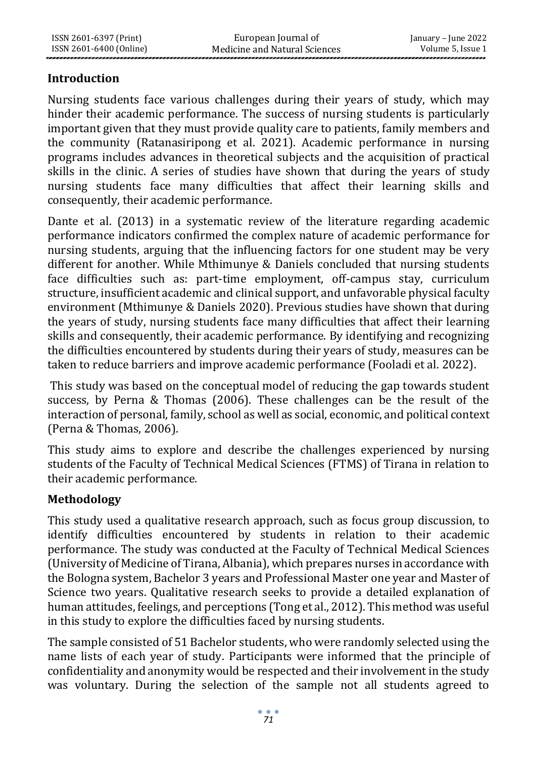## Introduction

Nursing students face various challenges during their years of study, which may hinder their academic performance. The success of nursing students is particularly important given that they must provide quality care to patients, family members and the community (Ratanasiripong et al. 2021). Academic performance in nursing programs includes advances in theoretical subjects and the acquisition of practical skills in the clinic. A series of studies have shown that during the years of study nursing students face many difficulties that affect their learning skills and consequently, their academic performance.

Dante et al. (2013) in a systematic review of the literature regarding academic performance indicators confirmed the complex nature of academic performance for nursing students, arguing that the influencing factors for one student may be very different for another. While Mthimunye & Daniels concluded that nursing students face difficulties such as: part-time employment, off-campus stay, curriculum structure, insufficient academic and clinical support, and unfavorable physical faculty environment (Mthimunye & Daniels 2020). Previous studies have shown that during the years of study, nursing students face many difficulties that affect their learning skills and consequently, their academic performance. By identifying and recognizing the difficulties encountered by students during their years of study, measures can be taken to reduce barriers and improve academic performance (Fooladi et al. 2022).

This study was based on the conceptual model of reducing the gap towards student success, by Perna & Thomas (2006). These challenges can be the result of the interaction of personal, family, school as well as social, economic, and political context (Perna & Thomas, 2006).

This study aims to explore and describe the challenges experienced by nursing students of the Faculty of Technical Medical Sciences (FTMS) of Tirana in relation to their academic performance.

## Methodology

This study used a qualitative research approach, such as focus group discussion, to identify difficulties encountered by students in relation to their academic performance. The study was conducted at the Faculty of Technical Medical Sciences (University of Medicine of Tirana, Albania), which prepares nurses in accordance with the Bologna system, Bachelor 3 years and Professional Master one year and Master of Science two years. Qualitative research seeks to provide a detailed explanation of human attitudes, feelings, and perceptions (Tong et al., 2012). This method was useful in this study to explore the difficulties faced by nursing students.

The sample consisted of 51 Bachelor students, who were randomly selected using the name lists of each year of study. Participants were informed that the principle of confidentiality and anonymity would be respected and their involvement in the study was voluntary. During the selection of the sample not all students agreed to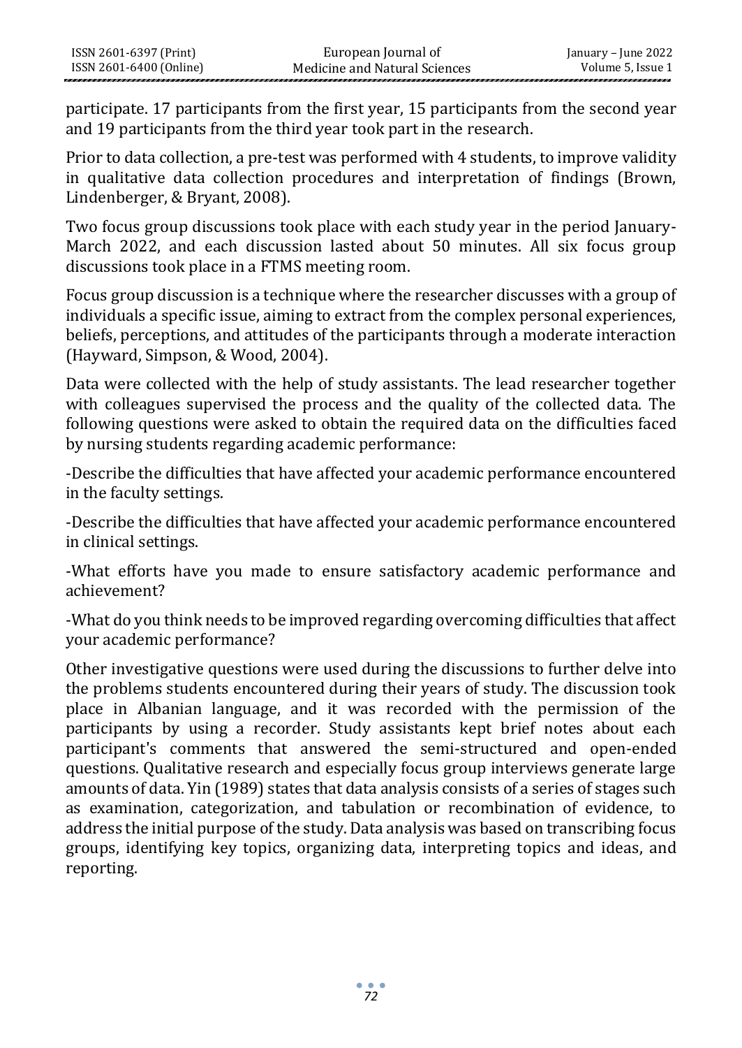participate. 17 participants from the first year, 15 participants from the second year and 19 participants from the third year took part in the research.

Prior to data collection, a pre-test was performed with 4 students, to improve validity in qualitative data collection procedures and interpretation of findings (Brown, Lindenberger, & Bryant, 2008).

Two focus group discussions took place with each study year in the period January-March 2022, and each discussion lasted about 50 minutes. All six focus group discussions took place in a FTMS meeting room.

Focus group discussion is a technique where the researcher discusses with a group of individuals a specific issue, aiming to extract from the complex personal experiences, beliefs, perceptions, and attitudes of the participants through a moderate interaction (Hayward, Simpson, & Wood, 2004).

Data were collected with the help of study assistants. The lead researcher together with colleagues supervised the process and the quality of the collected data. The following questions were asked to obtain the required data on the difficulties faced by nursing students regarding academic performance:

-Describe the difficulties that have affected your academic performance encountered in the faculty settings.

-Describe the difficulties that have affected your academic performance encountered in clinical settings.

-What efforts have you made to ensure satisfactory academic performance and achievement?

-What do you think needs to be improved regarding overcoming difficulties that affect your academic performance?

Other investigative questions were used during the discussions to further delve into the problems students encountered during their years of study. The discussion took place in Albanian language, and it was recorded with the permission of the participants by using a recorder. Study assistants kept brief notes about each participant's comments that answered the semi-structured and open-ended questions. Qualitative research and especially focus group interviews generate large amounts of data. Yin (1989) states that data analysis consists of a series of stages such as examination, categorization, and tabulation or recombination of evidence, to address the initial purpose of the study. Data analysis was based on transcribing focus groups, identifying key topics, organizing data, interpreting topics and ideas, and reporting.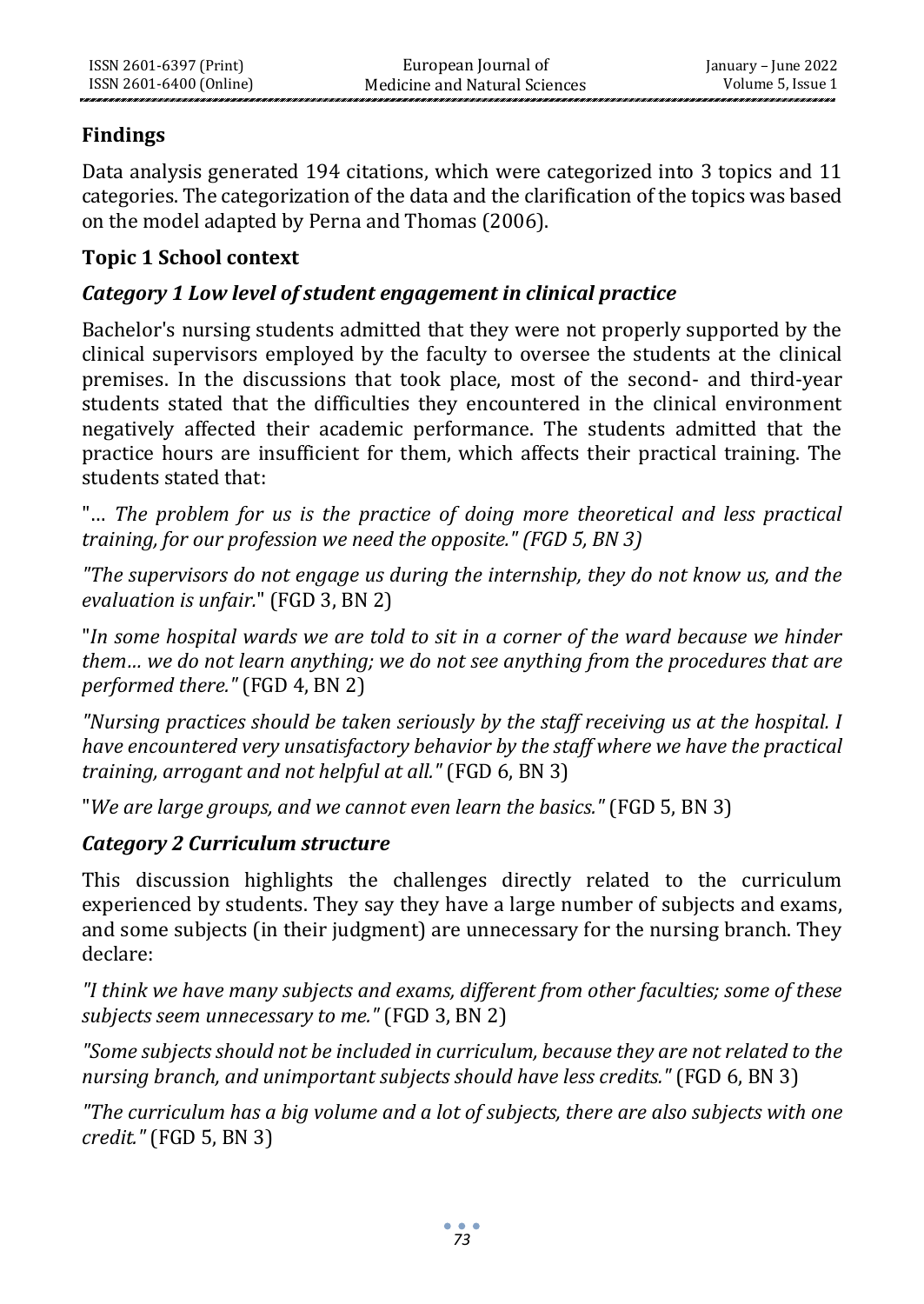## Findings

Data analysis generated 194 citations, which were categorized into 3 topics and 11 categories. The categorization of the data and the clarification of the topics was based on the model adapted by Perna and Thomas (2006).

### Topic 1 School context

#### *Category 1 Low level of student engagement in clinical practice*

Bachelor's nursing students admitted that they were not properly supported by the clinical supervisors employed by the faculty to oversee the students at the clinical premises. In the discussions that took place, most of the second- and third-year students stated that the difficulties they encountered in the clinical environment negatively affected their academic performance. The students admitted that the practice hours are insufficient for them, which affects their practical training. The students stated that:

"*… The problem for us is the practice of doing more theoretical and less practical training, for our profession we need the opposite." (FGD 5, BN 3)*

*"The supervisors do not engage us during the internship, they do not know us, and the evaluation is unfair.*" (FGD 3, BN 2)

"*In some hospital wards we are told to sit in a corner of the ward because we hinder them… we do not learn anything; we do not see anything from the procedures that are performed there."* (FGD 4, BN 2)

*"Nursing practices should be taken seriously by the staff receiving us at the hospital. I have encountered very unsatisfactory behavior by the staff where we have the practical training, arrogant and not helpful at all."* (FGD 6, BN 3)

"*We are large groups, and we cannot even learn the basics."* (FGD 5, BN 3)

#### *Category 2 Curriculum structure*

This discussion highlights the challenges directly related to the curriculum experienced by students. They say they have a large number of subjects and exams, and some subjects (in their judgment) are unnecessary for the nursing branch. They declare:

*"I think we have many subjects and exams, different from other faculties; some of these subjects seem unnecessary to me."* (FGD 3, BN 2)

*"Some subjects should not be included in curriculum, because they are not related to the nursing branch, and unimportant subjects should have less credits."* (FGD 6, BN 3)

*"The curriculum has a big volume and a lot of subjects, there are also subjects with one credit."* (FGD 5, BN 3)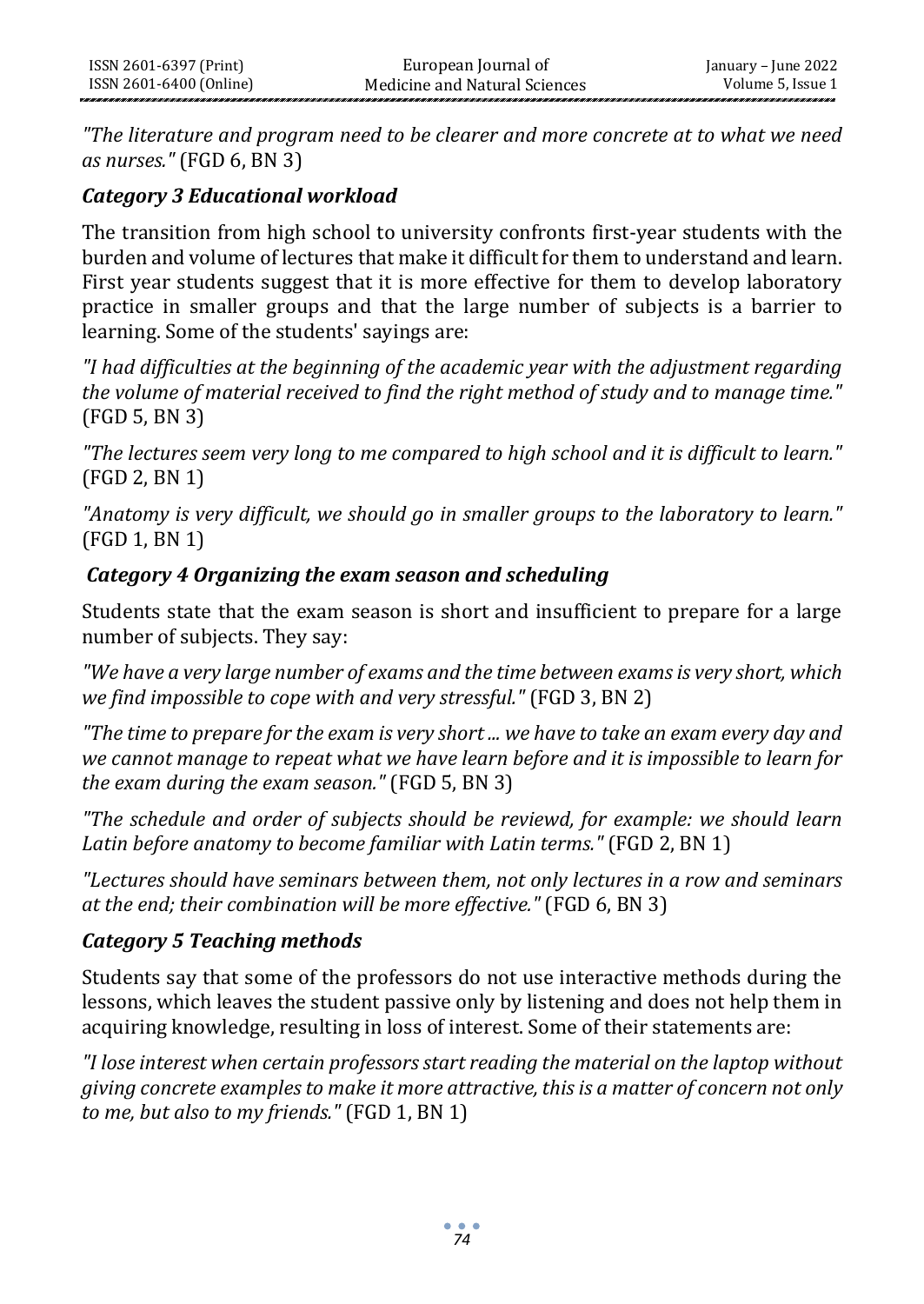*"The literature and program need to be clearer and more concrete at to what we need as nurses."* (FGD 6, BN 3)

### *Category 3 Educational workload*

The transition from high school to university confronts first-year students with the burden and volume of lectures that make it difficult for them to understand and learn. First year students suggest that it is more effective for them to develop laboratory practice in smaller groups and that the large number of subjects is a barrier to learning. Some of the students' sayings are:

*"I had difficulties at the beginning of the academic year with the adjustment regarding the volume of material received to find the right method of study and to manage time."* (FGD 5, BN 3)

*"The lectures seem very long to me compared to high school and it is difficult to learn."* (FGD 2, BN 1)

*"Anatomy is very difficult, we should go in smaller groups to the laboratory to learn."* (FGD 1, BN 1)

### *Category 4 Organizing the exam season and scheduling*

Students state that the exam season is short and insufficient to prepare for a large number of subjects. They say:

*"We have a very large number of exams and the time between exams is very short, which we find impossible to cope with and very stressful."* (FGD 3, BN 2)

*"The time to prepare for the exam is very short ... we have to take an exam every day and we cannot manage to repeat what we have learn before and it is impossible to learn for the exam during the exam season."* (FGD 5, BN 3)

*"The schedule and order of subjects should be reviewd, for example: we should learn Latin before anatomy to become familiar with Latin terms."* (FGD 2, BN 1)

*"Lectures should have seminars between them, not only lectures in a row and seminars at the end; their combination will be more effective."* (FGD 6, BN 3)

### *Category 5 Teaching methods*

Students say that some of the professors do not use interactive methods during the lessons, which leaves the student passive only by listening and does not help them in acquiring knowledge, resulting in loss of interest. Some of their statements are:

*"I lose interest when certain professors start reading the material on the laptop without giving concrete examples to make it more attractive, this is a matter of concern not only to me, but also to my friends."* (FGD 1, BN 1)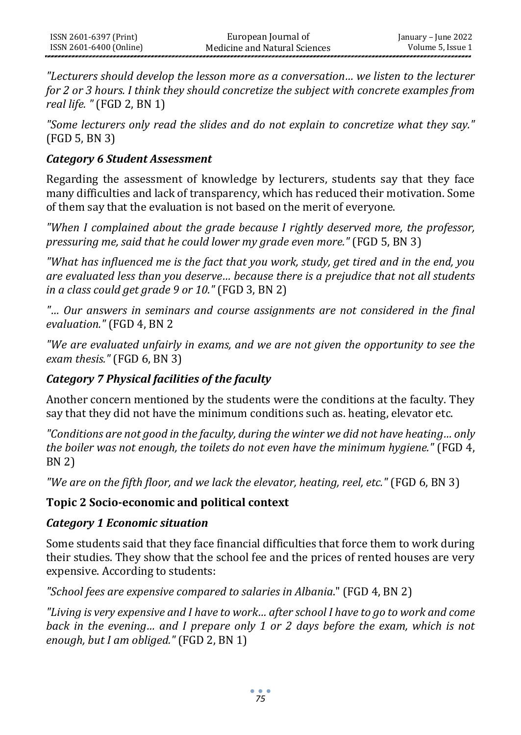*"Lecturers should develop the lesson more as a conversation… we listen to the lecturer for 2 or 3 hours. I think they should concretize the subject with concrete examples from real life. "* (FGD 2, BN 1)

*"Some lecturers only read the slides and do not explain to concretize what they say."* (FGD 5, BN 3)

### *Category 6 Student Assessment*

Regarding the assessment of knowledge by lecturers, students say that they face many difficulties and lack of transparency, which has reduced their motivation. Some of them say that the evaluation is not based on the merit of everyone.

*"When I complained about the grade because I rightly deserved more, the professor, pressuring me, said that he could lower my grade even more."* (FGD 5, BN 3)

*"What has influenced me is the fact that you work, study, get tired and in the end, you are evaluated less than you deserve… because there is a prejudice that not all students in a class could get grade 9 or 10."* (FGD 3, BN 2)

*"… Our answers in seminars and course assignments are not considered in the final evaluation."* (FGD 4, BN 2

*"We are evaluated unfairly in exams, and we are not given the opportunity to see the exam thesis."* (FGD 6, BN 3)

### *Category 7 Physical facilities of the faculty*

Another concern mentioned by the students were the conditions at the faculty. They say that they did not have the minimum conditions such as. heating, elevator etc.

*"Conditions are not good in the faculty, during the winter we did not have heating… only the boiler was not enough, the toilets do not even have the minimum hygiene."* (FGD 4, BN 2)

*"We are on the fifth floor, and we lack the elevator, heating, reel, etc."* (FGD 6, BN 3)

## Topic 2 Socio-economic and political context

### *Category 1 Economic situation*

Some students said that they face financial difficulties that force them to work during their studies. They show that the school fee and the prices of rented houses are very expensive. According to students:

*"School fees are expensive compared to salaries in Albania*." (FGD 4, BN 2)

*"Living is very expensive and I have to work… after school I have to go to work and come back in the evening… and I prepare only 1 or 2 days before the exam, which is not enough, but I am obliged."* (FGD 2, BN 1)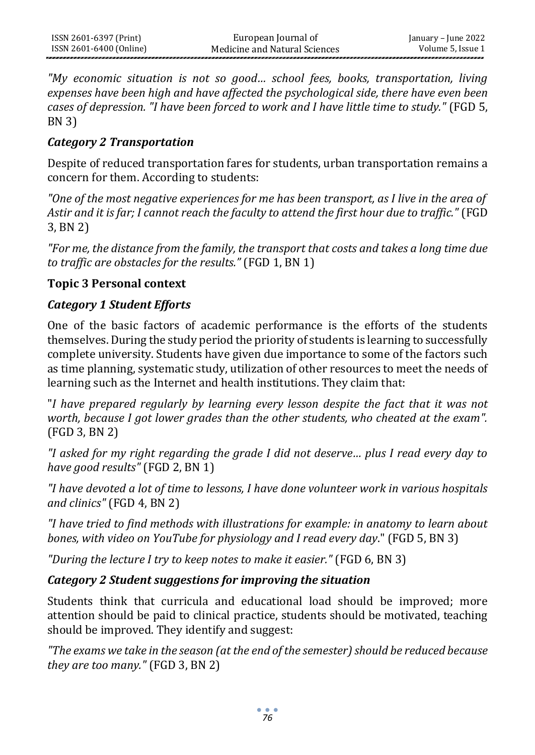*"My economic situation is not so good… school fees, books, transportation, living expenses have been high and have affected the psychological side, there have even been cases of depression. "I have been forced to work and I have little time to study."* (FGD 5, BN 3)

### *Category 2 Transportation*

Despite of reduced transportation fares for students, urban transportation remains a concern for them. According to students:

*"One of the most negative experiences for me has been transport, as I live in the area of Astir and it is far; I cannot reach the faculty to attend the first hour due to traffic."* (FGD 3, BN 2)

*"For me, the distance from the family, the transport that costs and takes a long time due to traffic are obstacles for the results."* (FGD 1, BN 1)

## Topic 3 Personal context

### *Category 1 Student Efforts*

One of the basic factors of academic performance is the efforts of the students themselves. During the study period the priority of students is learning to successfully complete university. Students have given due importance to some of the factors such as time planning, systematic study, utilization of other resources to meet the needs of learning such as the Internet and health institutions. They claim that:

"*I have prepared regularly by learning every lesson despite the fact that it was not worth, because I got lower grades than the other students, who cheated at the exam".* (FGD 3, BN 2)

*"I asked for my right regarding the grade I did not deserve… plus I read every day to have good results"* (FGD 2, BN 1)

*"I have devoted a lot of time to lessons, I have done volunteer work in various hospitals and clinics"* (FGD 4, BN 2)

*"I have tried to find methods with illustrations for example: in anatomy to learn about bones, with video on YouTube for physiology and I read every day*." (FGD 5, BN 3)

*"During the lecture I try to keep notes to make it easier."* (FGD 6, BN 3)

### *Category 2 Student suggestions for improving the situation*

Students think that curricula and educational load should be improved; more attention should be paid to clinical practice, students should be motivated, teaching should be improved. They identify and suggest:

*"The exams we take in the season (at the end of the semester) should be reduced because they are too many."* (FGD 3, BN 2)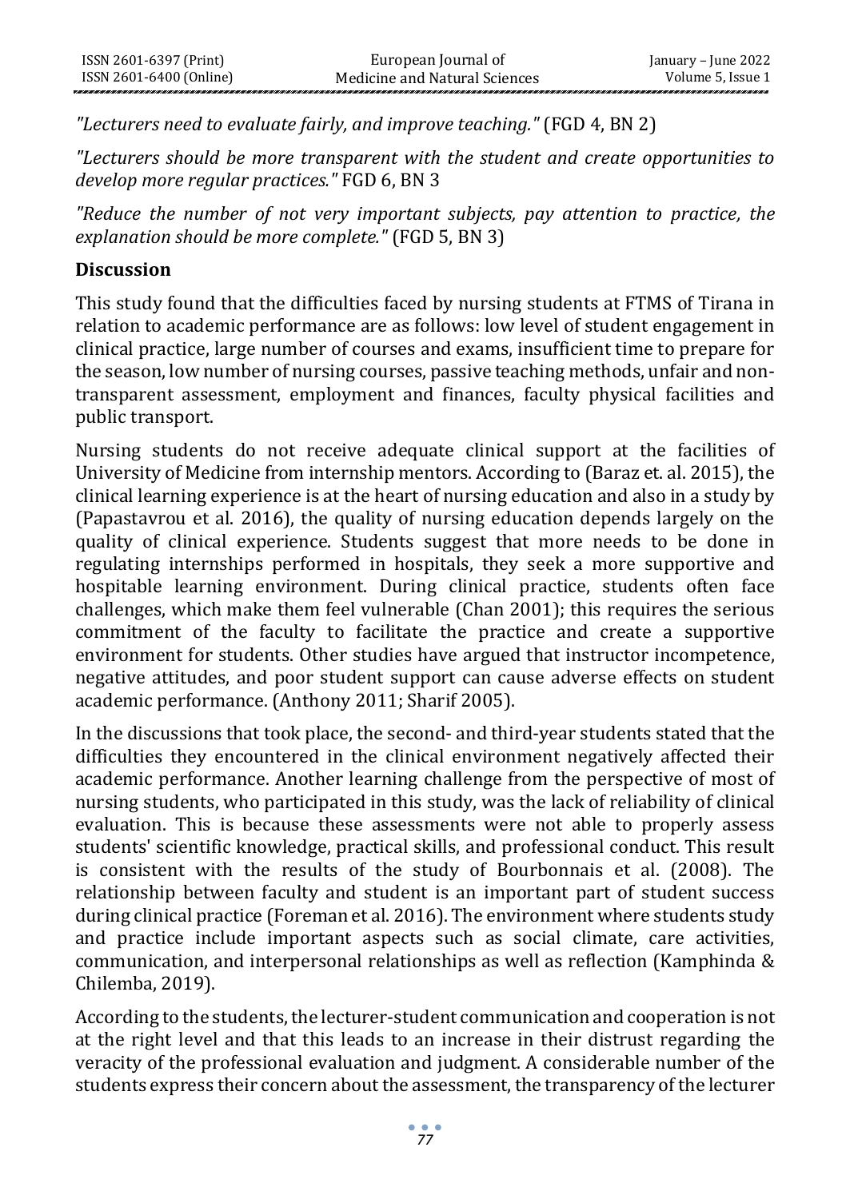*"Lecturers need to evaluate fairly, and improve teaching."* (FGD 4, BN 2)

*"Lecturers should be more transparent with the student and create opportunities to develop more regular practices."* FGD 6, BN 3

*"Reduce the number of not very important subjects, pay attention to practice, the explanation should be more complete."* (FGD 5, BN 3)

## Discussion

This study found that the difficulties faced by nursing students at FTMS of Tirana in relation to academic performance are as follows: low level of student engagement in clinical practice, large number of courses and exams, insufficient time to prepare for the season, low number of nursing courses, passive teaching methods, unfair and non-transparent assessment, employment and finances, faculty physical facilities and public transport.

Nursing students do not receive adequate clinical support at the facilities of University of Medicine from internship mentors. According to (Baraz et. al. 2015), the clinical learning experience is at the heart of nursing education and also in a study by (Papastavrou et al. 2016), the quality of nursing education depends largely on the quality of clinical experience. Students suggest that more needs to be done in regulating internships performed in hospitals, they seek a more supportive and hospitable learning environment. During clinical practice, students often face challenges, which make them feel vulnerable (Chan 2001); this requires the serious commitment of the faculty to facilitate the practice and create a supportive environment for students. Other studies have argued that instructor incompetence, negative attitudes, and poor student support can cause adverse effects on student academic performance. (Anthony 2011; Sharif 2005).

In the discussions that took place, the second- and third-year students stated that the difficulties they encountered in the clinical environment negatively affected their academic performance. Another learning challenge from the perspective of most of nursing students, who participated in this study, was the lack of reliability of clinical evaluation. This is because these assessments were not able to properly assess students' scientific knowledge, practical skills, and professional conduct. This result is consistent with the results of the study of Bourbonnais et al. (2008). The relationship between faculty and student is an important part of student success during clinical practice (Foreman et al. 2016). The environment where students study and practice include important aspects such as social climate, care activities, communication, and interpersonal relationships as well as reflection (Kamphinda & Chilemba, 2019).

According to the students, the lecturer-student communication and cooperation is not at the right level and that this leads to an increase in their distrust regarding the veracity of the professional evaluation and judgment. A considerable number of the students express their concern about the assessment, the transparency of the lecturer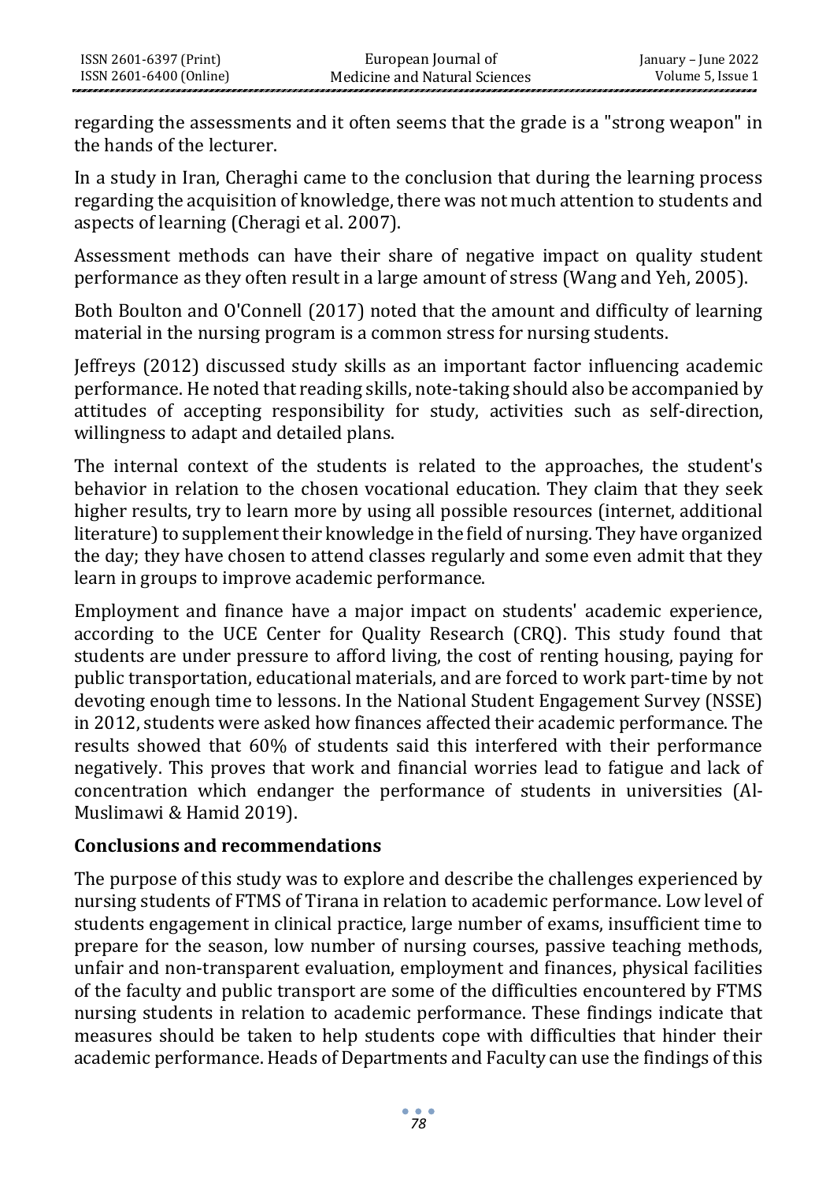regarding the assessments and it often seems that the grade is a "strong weapon" in the hands of the lecturer.

In a study in Iran, Cheraghi came to the conclusion that during the learning process regarding the acquisition of knowledge, there was not much attention to students and aspects of learning (Cheragi et al. 2007).

Assessment methods can have their share of negative impact on quality student performance as they often result in a large amount of stress (Wang and Yeh, 2005).

Both Boulton and O'Connell (2017) noted that the amount and difficulty of learning material in the nursing program is a common stress for nursing students.

Jeffreys (2012) discussed study skills as an important factor influencing academic performance. He noted that reading skills, note-taking should also be accompanied by attitudes of accepting responsibility for study, activities such as self-direction, willingness to adapt and detailed plans.

The internal context of the students is related to the approaches, the student's behavior in relation to the chosen vocational education. They claim that they seek higher results, try to learn more by using all possible resources (internet, additional literature) to supplement their knowledge in the field of nursing. They have organized the day; they have chosen to attend classes regularly and some even admit that they learn in groups to improve academic performance.

Employment and finance have a major impact on students' academic experience, according to the UCE Center for Quality Research (CRQ). This study found that students are under pressure to afford living, the cost of renting housing, paying for public transportation, educational materials, and are forced to work part-time by not devoting enough time to lessons. In the National Student Engagement Survey (NSSE) in 2012, students were asked how finances affected their academic performance. The results showed that 60% of students said this interfered with their performance negatively. This proves that work and financial worries lead to fatigue and lack of concentration which endanger the performance of students in universities (Al-Muslimawi & Hamid 2019).

## Conclusions and recommendations

The purpose of this study was to explore and describe the challenges experienced by nursing students of FTMS of Tirana in relation to academic performance. Low level of students engagement in clinical practice, large number of exams, insufficient time to prepare for the season, low number of nursing courses, passive teaching methods, unfair and non-transparent evaluation, employment and finances, physical facilities of the faculty and public transport are some of the difficulties encountered by FTMS nursing students in relation to academic performance. These findings indicate that measures should be taken to help students cope with difficulties that hinder their academic performance. Heads of Departments and Faculty can use the findings of this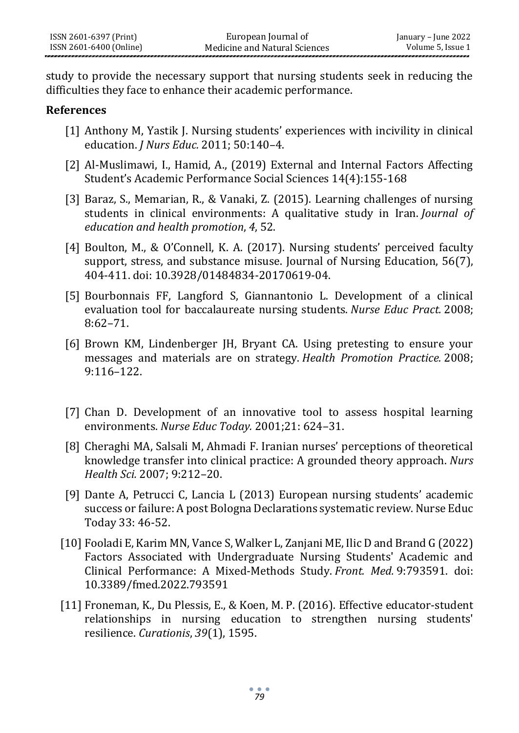study to provide the necessary support that nursing students seek in reducing the difficulties they face to enhance their academic performance.

## References

[1] Anthony M, Yastik J. Nursing students' experiences with incivility in clinical education. *J Nurs Educ.* 2011; 50:140–4.

[2] Al-Muslimawi, I., Hamid, A., (2019) External and Internal Factors Affecting Student's Academic Performance Social Sciences 14(4):155-168

[3] Baraz, S., Memarian, R., & Vanaki, Z. (2015). Learning challenges of nursing students in clinical environments: A qualitative study in Iran. *Journal of education and health promotion*, *4*, 52.

[4] Boulton, M., & O'Connell, K. A. (2017). Nursing students' perceived faculty support, stress, and substance misuse. Journal of Nursing Education, 56(7), 404-411. doi: 10.3928/01484834-20170619-04.

[5] Bourbonnais FF, Langford S, Giannantonio L. Development of a clinical evaluation tool for baccalaureate nursing students. *Nurse Educ Pract.* 2008; 8:62–71.

[6] Brown KM, Lindenberger JH, Bryant CA. Using pretesting to ensure your messages and materials are on strategy. *Health Promotion Practice.* 2008; 9:116–122.

[7] Chan D. Development of an innovative tool to assess hospital learning environments. *Nurse Educ Today.* 2001;21: 624–31.

[8] Cheraghi MA, Salsali M, Ahmadi F. Iranian nurses' perceptions of theoretical knowledge transfer into clinical practice: A grounded theory approach. *Nurs Health Sci.* 2007; 9:212–20.

[9] Dante A, Petrucci C, Lancia L (2013) European nursing students' academic success or failure: A post Bologna Declarations systematic review. Nurse Educ Today 33: 46-52.

[10] Fooladi E, Karim MN, Vance S, Walker L, Zanjani ME, Ilic D and Brand G (2022) Factors Associated with Undergraduate Nursing Students' Academic and Clinical Performance: A Mixed-Methods Study. *Front. Med.* 9:793591. doi: 10.3389/fmed.2022.793591

[11] Froneman, K., Du Plessis, E., & Koen, M. P. (2016). Effective educator-student relationships in nursing education to strengthen nursing students' resilience. *Curationis*, *39*(1), 1595.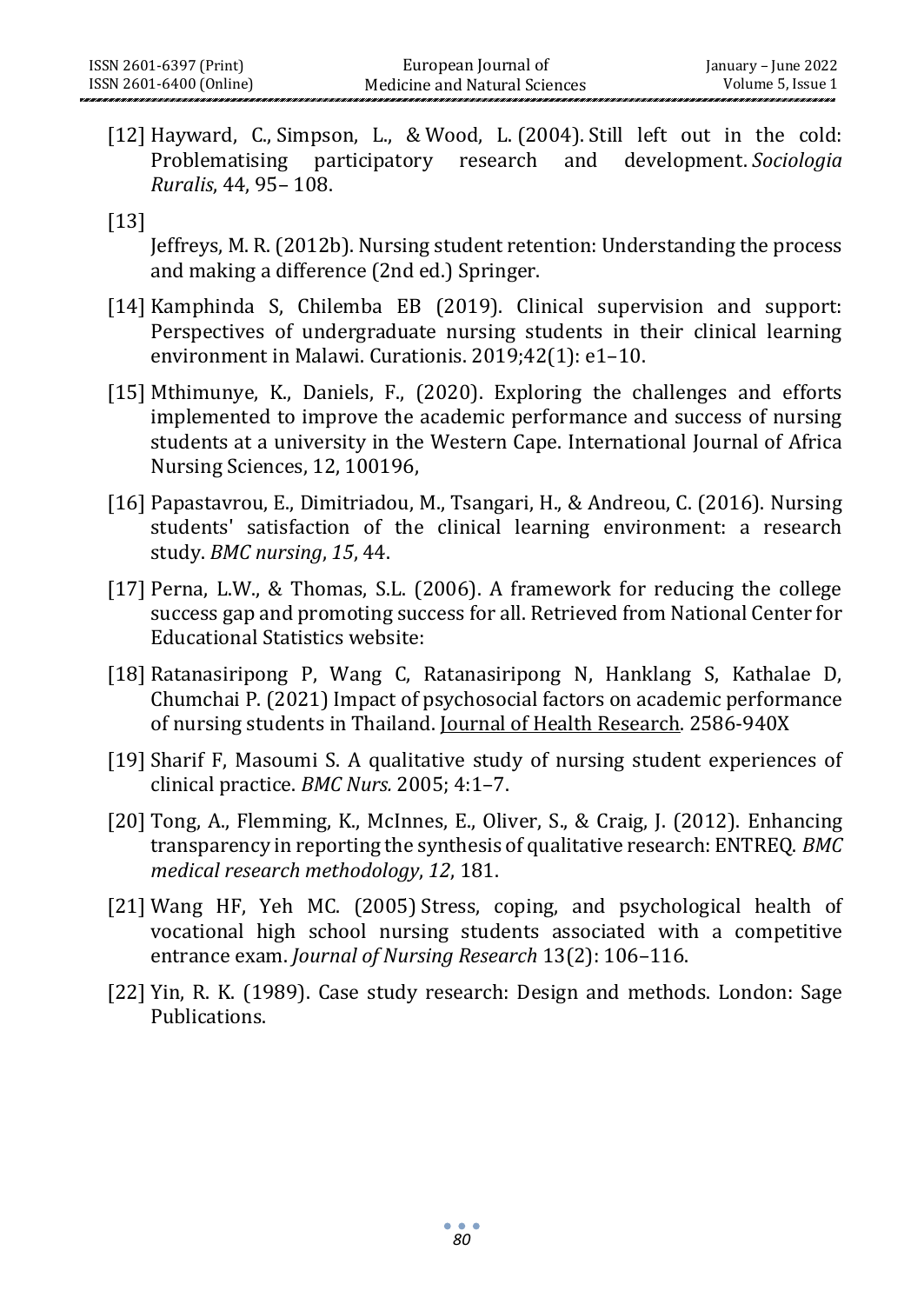[12] Hayward, C., Simpson, L., & Wood, L. (2004). Still left out in the cold: Problematising participatory research and development. *Sociologia Ruralis*, 44, 95– 108.

[13]

Jeffreys, M. R. (2012b). Nursing student retention: Understanding the process and making a difference (2nd ed.) Springer.

[14] Kamphinda S, Chilemba EB (2019). Clinical supervision and support: Perspectives of undergraduate nursing students in their clinical learning environment in Malawi. Curationis. 2019;42(1): e1–10.

[15] Mthimunye, K., Daniels, F., (2020). Exploring the challenges and efforts implemented to improve the academic performance and success of nursing students at a university in the Western Cape. International Journal of Africa Nursing Sciences, 12, 100196,

[16] Papastavrou, E., Dimitriadou, M., Tsangari, H., & Andreou, C. (2016). Nursing students' satisfaction of the clinical learning environment: a research study. *BMC nursing*, *15*, 44.

[17] Perna, L.W., & Thomas, S.L. (2006). A framework for reducing the college success gap and promoting success for all. Retrieved from National Center for Educational Statistics website:

[18] Ratanasiripong P, Wang C, Ratanasiripong N, Hanklang S, Kathalae D, Chumchai P. (2021) Impact of psychosocial factors on academic performance of nursing students in Thailand. Journal of Health Research. 2586-940X

[19] Sharif F, Masoumi S. A qualitative study of nursing student experiences of clinical practice. *BMC Nurs.* 2005; 4:1–7.

[20] Tong, A., Flemming, K., McInnes, E., Oliver, S., & Craig, J. (2012). Enhancing transparency in reporting the synthesis of qualitative research: ENTREQ. *BMC medical research methodology*, *12*, 181.

[21] Wang HF, Yeh MC. (2005) Stress, coping, and psychological health of vocational high school nursing students associated with a competitive entrance exam. *Journal of Nursing Research* 13(2): 106–116.

[22] Yin, R. K. (1989). Case study research: Design and methods. London: Sage Publications.